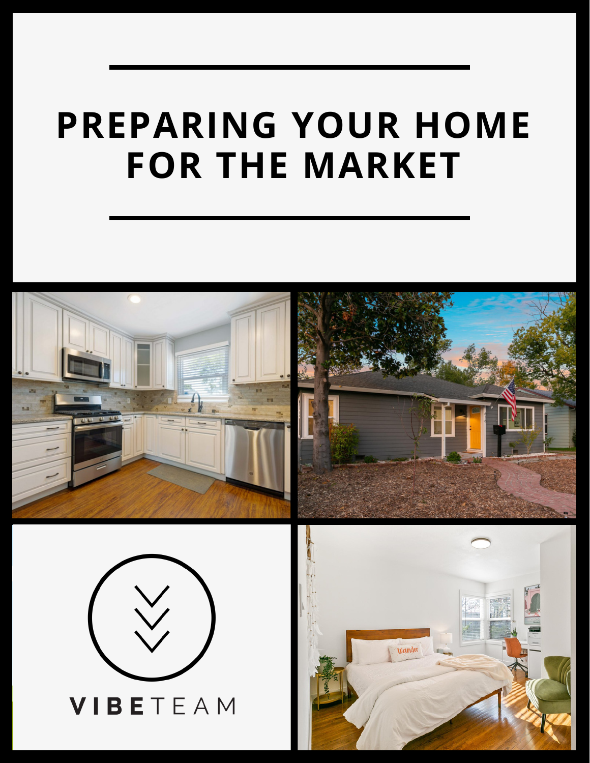# PREPARING YOUR HOME FOR THE MARKET

VIBETEAM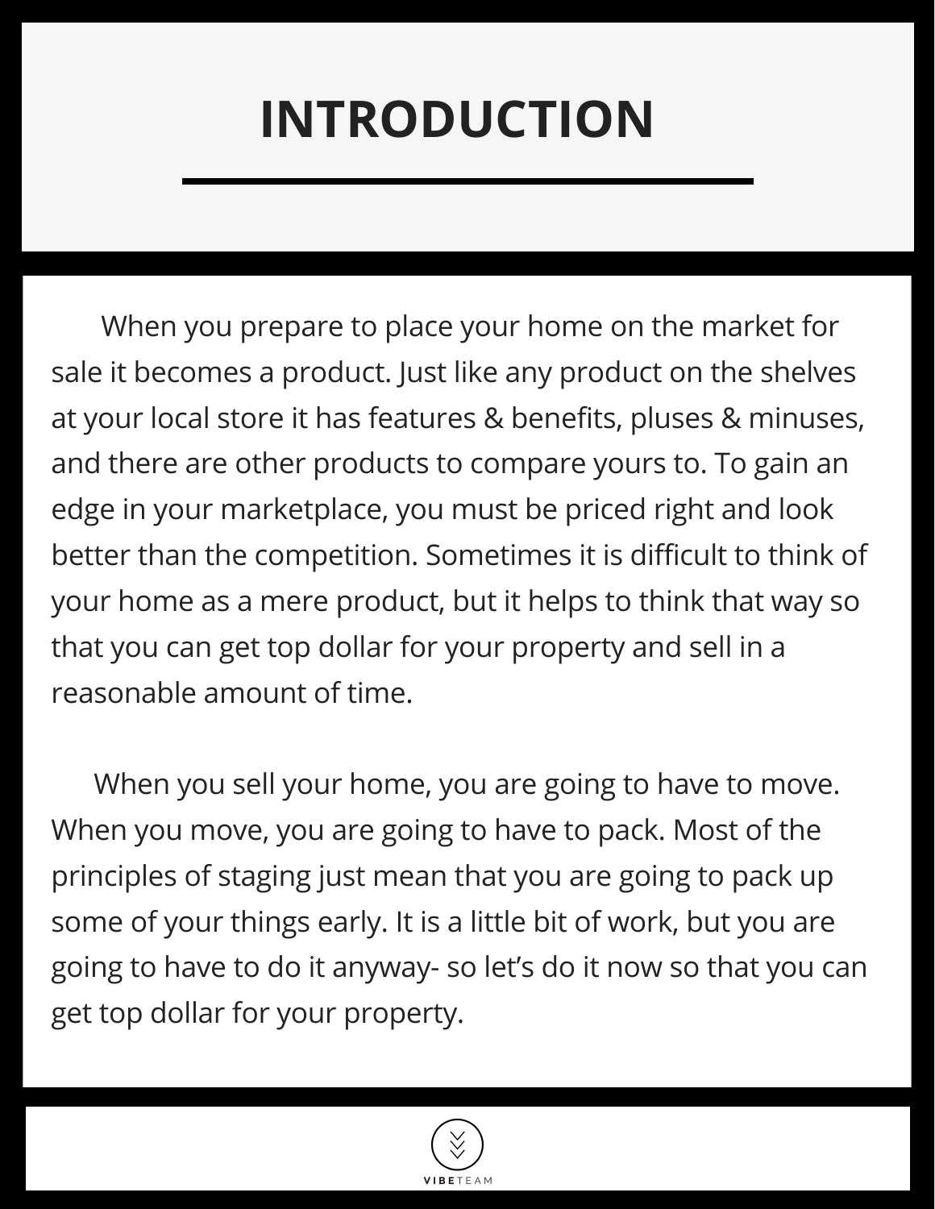# INTRODUCTION

When you prepare to place your home on the market for sale it becomes a product. Just like any product on the shelves at your local store it has features & benefits, pluses & minuses, and there are other products to compare yours to. To gain an edge in your marketplace, you must be priced right and look better than the competition. Sometimes it is difficult to think of your home as a mere product, but it helps to think that way so that you can get top dollar for your property and sell in a reasonable amount of time.

When you sell your home, you are going to have to move. When you move, you are going to have to pack. Most of the principles of staging just mean that you are going to pack up some of your things early. It is a little bit of work, but you are going to have to do it anyway- so let's do it now so that you can get top dollar for your property.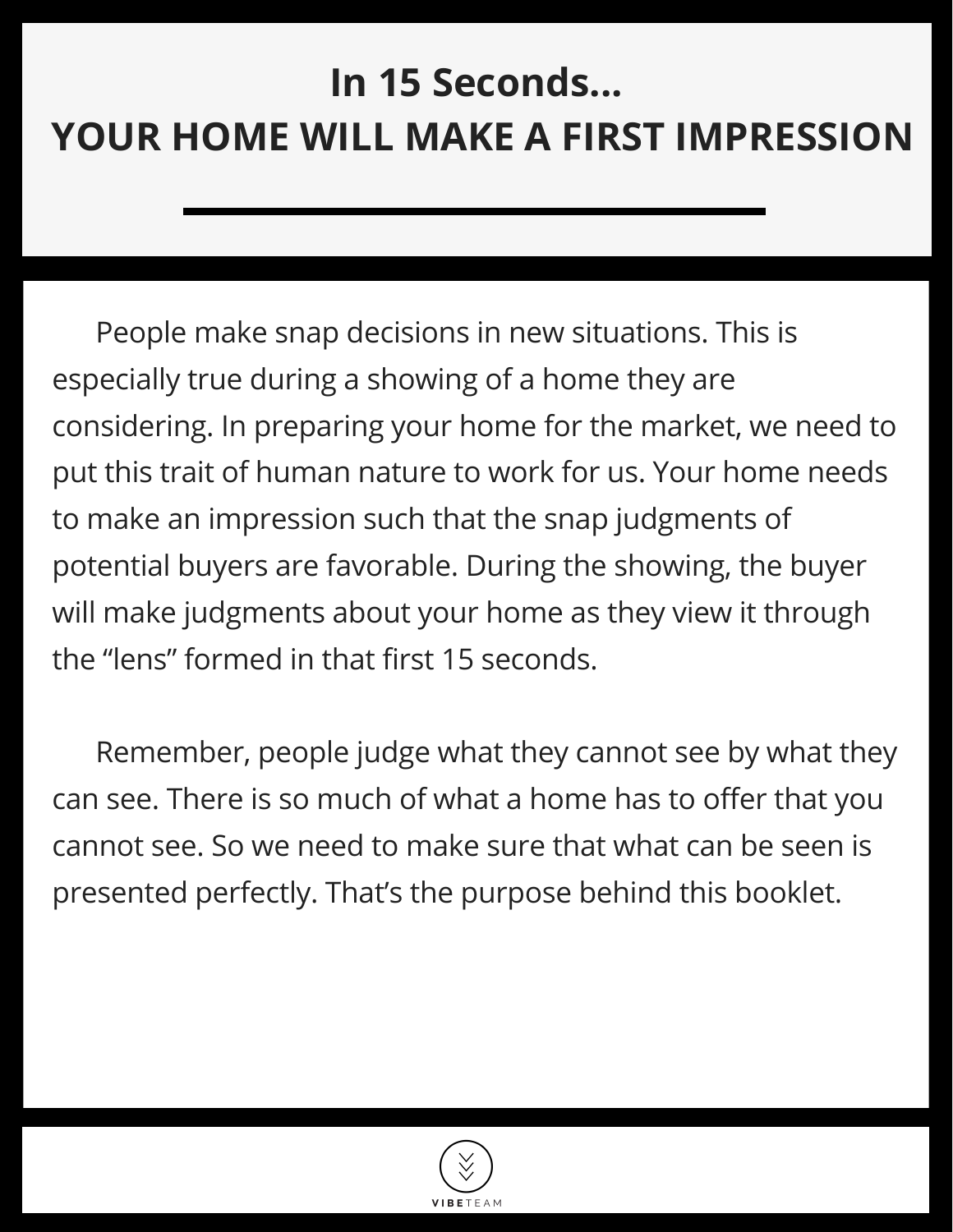# In 15 Seconds...
# YOUR HOME WILL MAKE A FIRST IMPRESSION

People make snap decisions in new situations. This is especially true during a showing of a home they are considering. In preparing your home for the market, we need to put this trait of human nature to work for us. Your home needs to make an impression such that the snap judgments of potential buyers are favorable. During the showing, the buyer will make judgments about your home as they view it through the "lens" formed in that first 15 seconds.

Remember, people judge what they cannot see by what they can see. There is so much of what a home has to offer that you cannot see. So we need to make sure that what can be seen is presented perfectly. That's the purpose behind this booklet.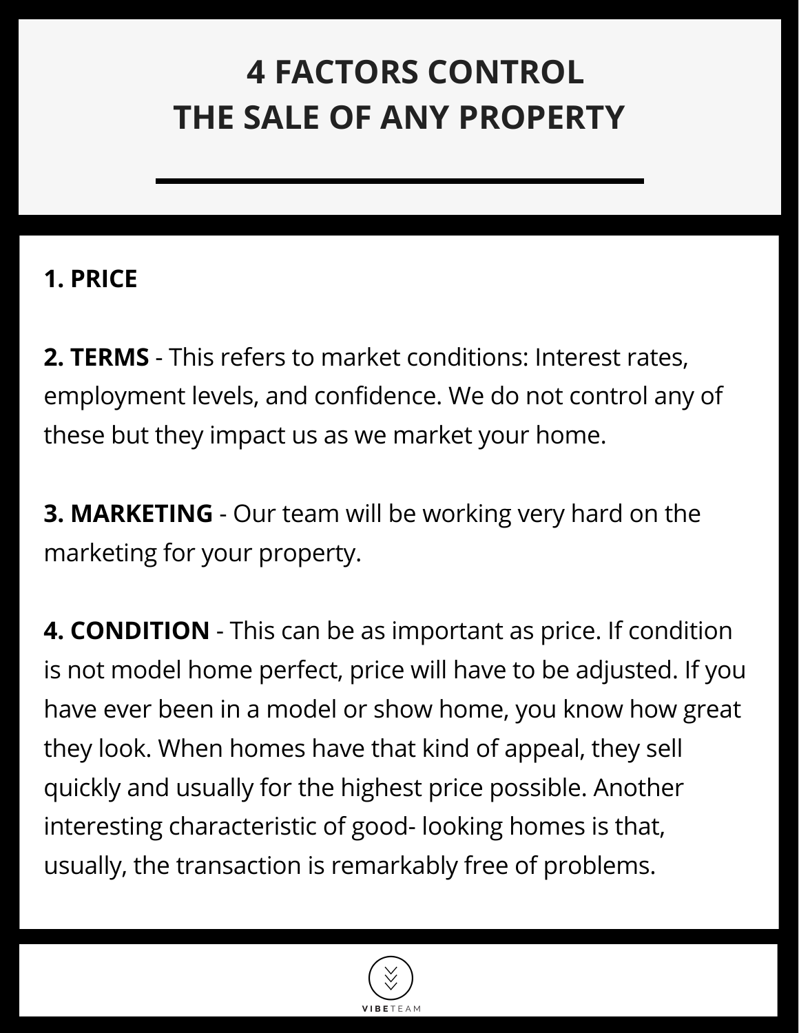# 4 FACTORS CONTROL THE SALE OF ANY PROPERTY

**1. PRICE**

**2. TERMS** - This refers to market conditions: Interest rates, employment levels, and confidence. We do not control any of these but they impact us as we market your home.

**3. MARKETING** - Our team will be working very hard on the marketing for your property.

**4. CONDITION** - This can be as important as price. If condition is not model home perfect, price will have to be adjusted. If you have ever been in a model or show home, you know how great they look. When homes have that kind of appeal, they sell quickly and usually for the highest price possible. Another interesting characteristic of good- looking homes is that, usually, the transaction is remarkably free of problems.

VIBE TEAM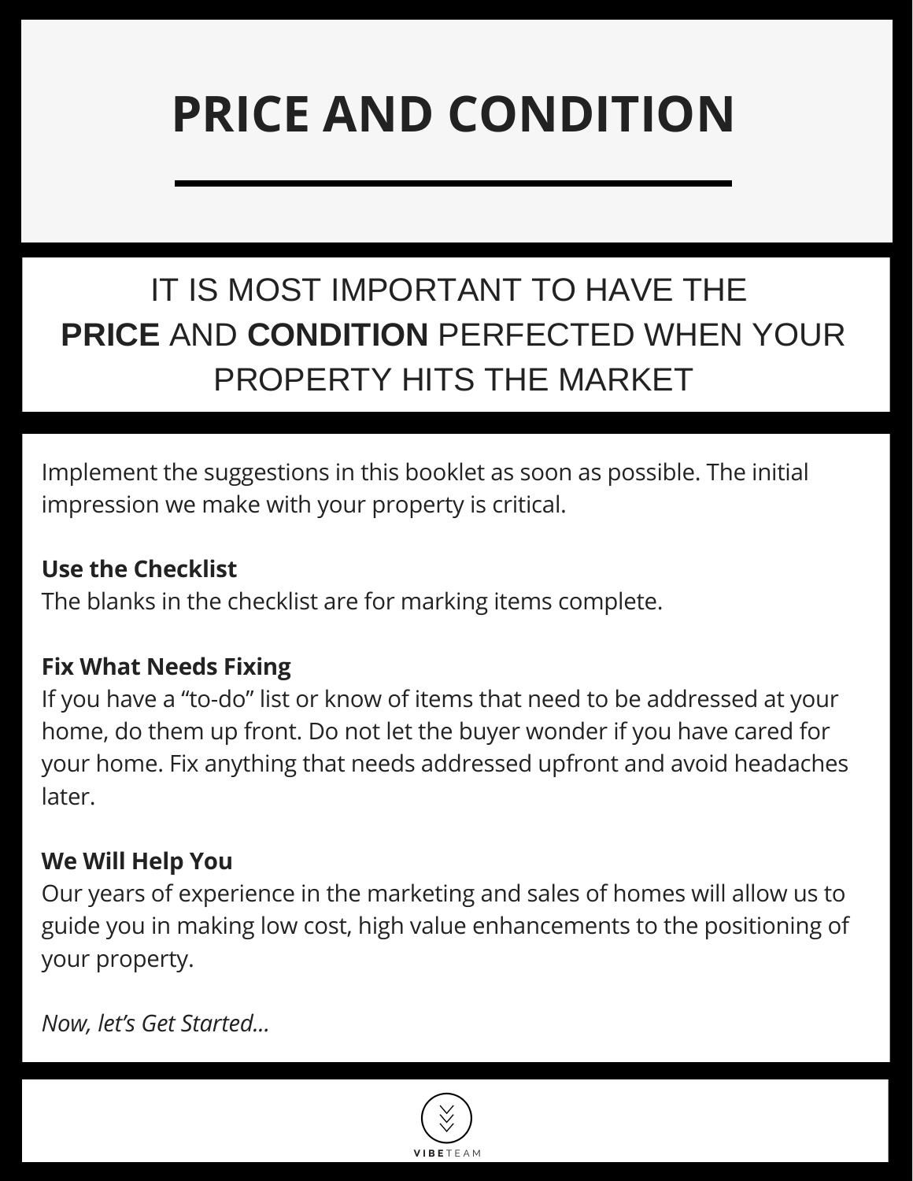# PRICE AND CONDITION

## IT IS MOST IMPORTANT TO HAVE THE **PRICE** AND **CONDITION** PERFECTED WHEN YOUR PROPERTY HITS THE MARKET

Implement the suggestions in this booklet as soon as possible. The initial impression we make with your property is critical.

**Use the Checklist**
The blanks in the checklist are for marking items complete.

**Fix What Needs Fixing**
If you have a "to-do" list or know of items that need to be addressed at your home, do them up front. Do not let the buyer wonder if you have cared for your home. Fix anything that needs addressed upfront and avoid headaches later.

**We Will Help You**
Our years of experience in the marketing and sales of homes will allow us to guide you in making low cost, high value enhancements to the positioning of your property.

*Now, let's Get Started...*

VIBE TEAM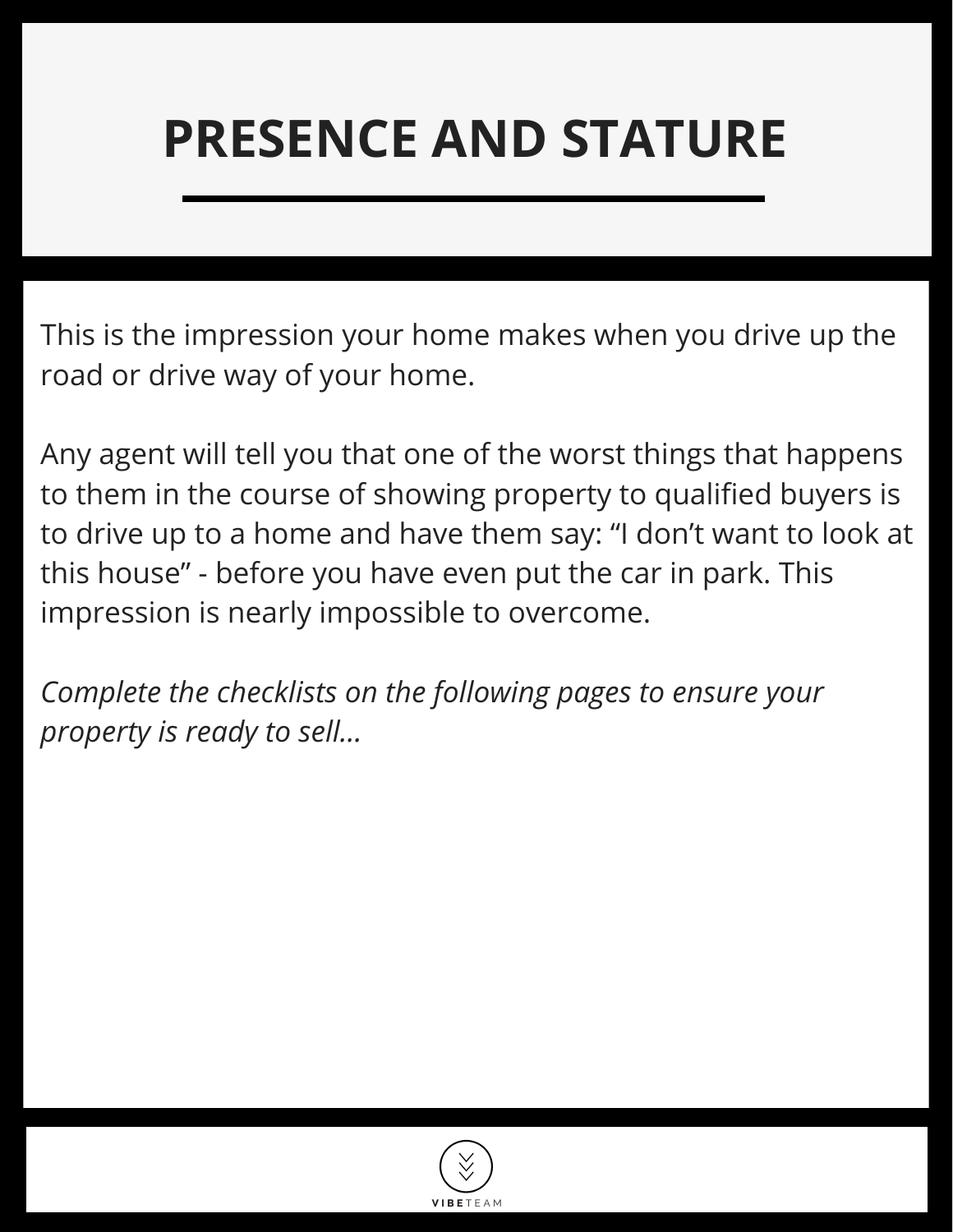# PRESENCE AND STATURE

This is the impression your home makes when you drive up the road or drive way of your home.

Any agent will tell you that one of the worst things that happens to them in the course of showing property to qualified buyers is to drive up to a home and have them say: “I don’t want to look at this house” - before you have even put the car in park. This impression is nearly impossible to overcome.

*Complete the checklists on the following pages to ensure your property is ready to sell...*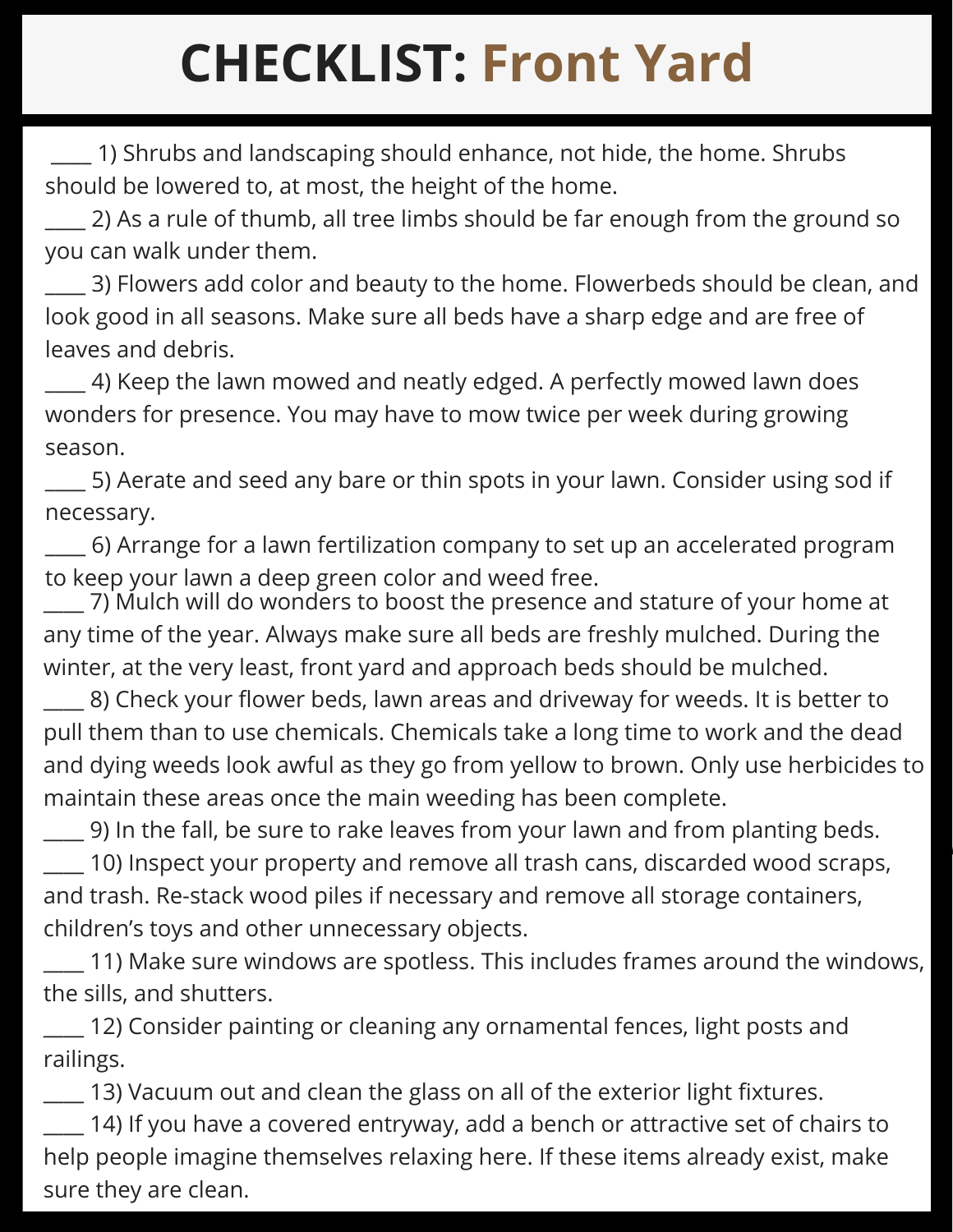# CHECKLIST: Front Yard

____ 1) Shrubs and landscaping should enhance, not hide, the home. Shrubs should be lowered to, at most, the height of the home.

____ 2) As a rule of thumb, all tree limbs should be far enough from the ground so you can walk under them.

____ 3) Flowers add color and beauty to the home. Flowerbeds should be clean, and look good in all seasons. Make sure all beds have a sharp edge and are free of leaves and debris.

____ 4) Keep the lawn mowed and neatly edged. A perfectly mowed lawn does wonders for presence. You may have to mow twice per week during growing season.

____ 5) Aerate and seed any bare or thin spots in your lawn. Consider using sod if necessary.

____ 6) Arrange for a lawn fertilization company to set up an accelerated program to keep your lawn a deep green color and weed free.

____ 7) Mulch will do wonders to boost the presence and stature of your home at any time of the year. Always make sure all beds are freshly mulched. During the winter, at the very least, front yard and approach beds should be mulched.

____ 8) Check your flower beds, lawn areas and driveway for weeds. It is better to pull them than to use chemicals. Chemicals take a long time to work and the dead and dying weeds look awful as they go from yellow to brown. Only use herbicides to maintain these areas once the main weeding has been complete.

____ 9) In the fall, be sure to rake leaves from your lawn and from planting beds.

____ 10) Inspect your property and remove all trash cans, discarded wood scraps, and trash. Re-stack wood piles if necessary and remove all storage containers, children's toys and other unnecessary objects.

____ 11) Make sure windows are spotless. This includes frames around the windows, the sills, and shutters.

____ 12) Consider painting or cleaning any ornamental fences, light posts and railings.

____ 13) Vacuum out and clean the glass on all of the exterior light fixtures.

____ 14) If you have a covered entryway, add a bench or attractive set of chairs to help people imagine themselves relaxing here. If these items already exist, make sure they are clean.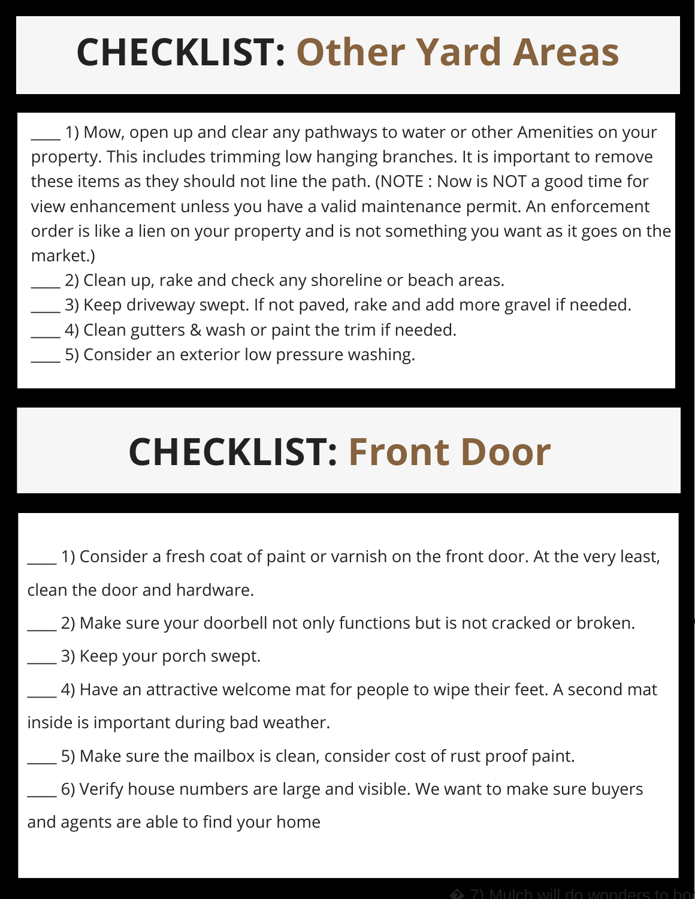# CHECKLIST: Other Yard Areas

____ 1) Mow, open up and clear any pathways to water or other Amenities on your property. This includes trimming low hanging branches. It is important to remove these items as they should not line the path. (NOTE : Now is NOT a good time for view enhancement unless you have a valid maintenance permit. An enforcement order is like a lien on your property and is not something you want as it goes on the market.)
____ 2) Clean up, rake and check any shoreline or beach areas.
____ 3) Keep driveway swept. If not paved, rake and add more gravel if needed.
____ 4) Clean gutters & wash or paint the trim if needed.
____ 5) Consider an exterior low pressure washing.

# CHECKLIST: Front Door

____ 1) Consider a fresh coat of paint or varnish on the front door. At the very least, clean the door and hardware.

____ 2) Make sure your doorbell not only functions but is not cracked or broken.

____ 3) Keep your porch swept.

____ 4) Have an attractive welcome mat for people to wipe their feet. A second mat inside is important during bad weather.

____ 5) Make sure the mailbox is clean, consider cost of rust proof paint.

____ 6) Verify house numbers are large and visible. We want to make sure buyers and agents are able to find your home

� 7) Mulch will do wonders to ho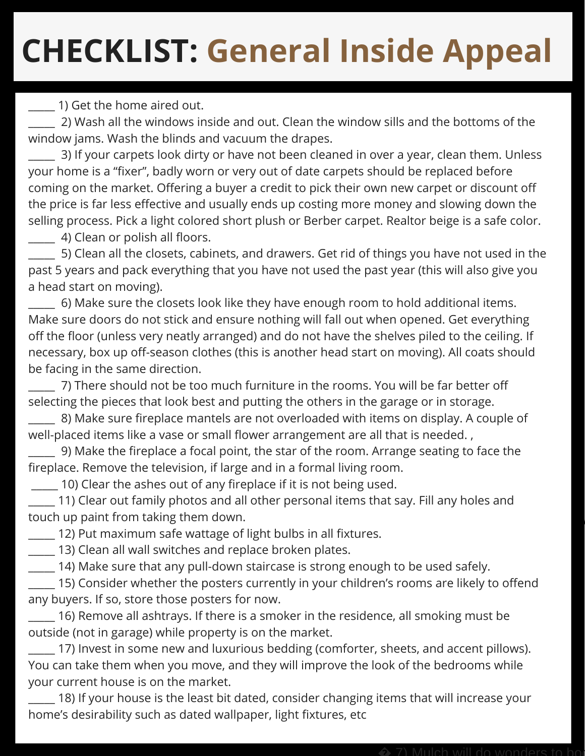# CHECKLIST: General Inside Appeal

_____ 1) Get the home aired out.

_____ 2) Wash all the windows inside and out. Clean the window sills and the bottoms of the window jams. Wash the blinds and vacuum the drapes.

_____ 3) If your carpets look dirty or have not been cleaned in over a year, clean them. Unless your home is a "fixer", badly worn or very out of date carpets should be replaced before coming on the market. Offering a buyer a credit to pick their own new carpet or discount off the price is far less effective and usually ends up costing more money and slowing down the selling process. Pick a light colored short plush or Berber carpet. Realtor beige is a safe color.

_____ 4) Clean or polish all floors.

_____ 5) Clean all the closets, cabinets, and drawers. Get rid of things you have not used in the past 5 years and pack everything that you have not used the past year (this will also give you a head start on moving).

_____ 6) Make sure the closets look like they have enough room to hold additional items. Make sure doors do not stick and ensure nothing will fall out when opened. Get everything off the floor (unless very neatly arranged) and do not have the shelves piled to the ceiling. If necessary, box up off-season clothes (this is another head start on moving). All coats should be facing in the same direction.

_____ 7) There should not be too much furniture in the rooms. You will be far better off selecting the pieces that look best and putting the others in the garage or in storage.

_____ 8) Make sure fireplace mantels are not overloaded with items on display. A couple of well-placed items like a vase or small flower arrangement are all that is needed. ,

_____ 9) Make the fireplace a focal point, the star of the room. Arrange seating to face the fireplace. Remove the television, if large and in a formal living room.

_____ 10) Clear the ashes out of any fireplace if it is not being used.

_____ 11) Clear out family photos and all other personal items that say. Fill any holes and touch up paint from taking them down.

_____ 12) Put maximum safe wattage of light bulbs in all fixtures.

_____ 13) Clean all wall switches and replace broken plates.

_____ 14) Make sure that any pull-down staircase is strong enough to be used safely.

_____ 15) Consider whether the posters currently in your children's rooms are likely to offend any buyers. If so, store those posters for now.

_____ 16) Remove all ashtrays. If there is a smoker in the residence, all smoking must be outside (not in garage) while property is on the market.

_____ 17) Invest in some new and luxurious bedding (comforter, sheets, and accent pillows). You can take them when you move, and they will improve the look of the bedrooms while your current house is on the market.

_____ 18) If your house is the least bit dated, consider changing items that will increase your home's desirability such as dated wallpaper, light fixtures, etc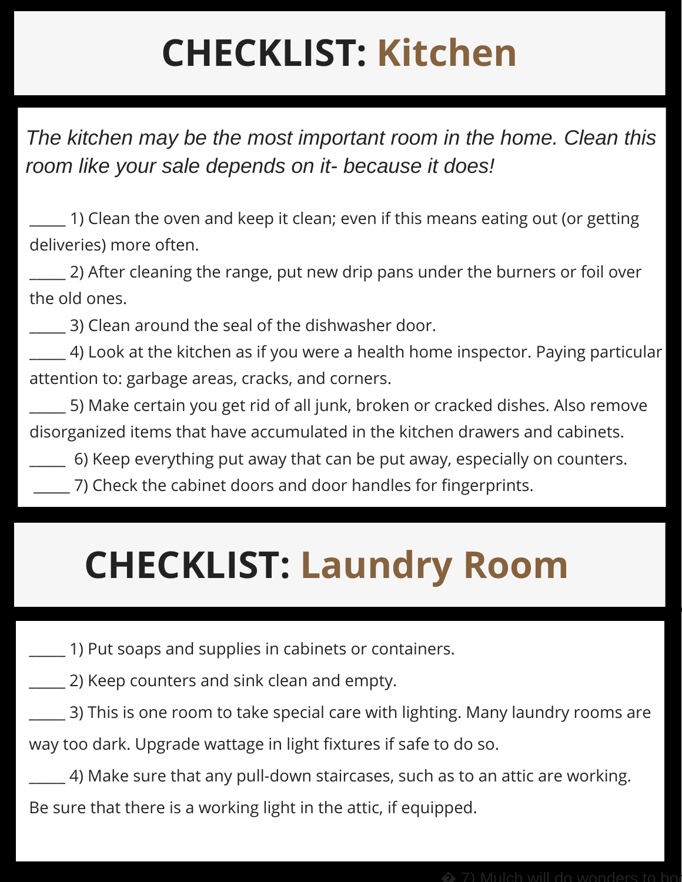# CHECKLIST: Kitchen

*The kitchen may be the most important room in the home. Clean this room like your sale depends on it- because it does!*

_____ 1) Clean the oven and keep it clean; even if this means eating out (or getting deliveries) more often.

_____ 2) After cleaning the range, put new drip pans under the burners or foil over the old ones.

_____ 3) Clean around the seal of the dishwasher door.

_____ 4) Look at the kitchen as if you were a health home inspector. Paying particular attention to: garbage areas, cracks, and corners.

_____ 5) Make certain you get rid of all junk, broken or cracked dishes. Also remove disorganized items that have accumulated in the kitchen drawers and cabinets.

_____ 6) Keep everything put away that can be put away, especially on counters.

_____ 7) Check the cabinet doors and door handles for fingerprints.

# CHECKLIST: Laundry Room

_____ 1) Put soaps and supplies in cabinets or containers.

_____ 2) Keep counters and sink clean and empty.

_____ 3) This is one room to take special care with lighting. Many laundry rooms are way too dark. Upgrade wattage in light fixtures if safe to do so.

_____ 4) Make sure that any pull-down staircases, such as to an attic are working. Be sure that there is a working light in the attic, if equipped.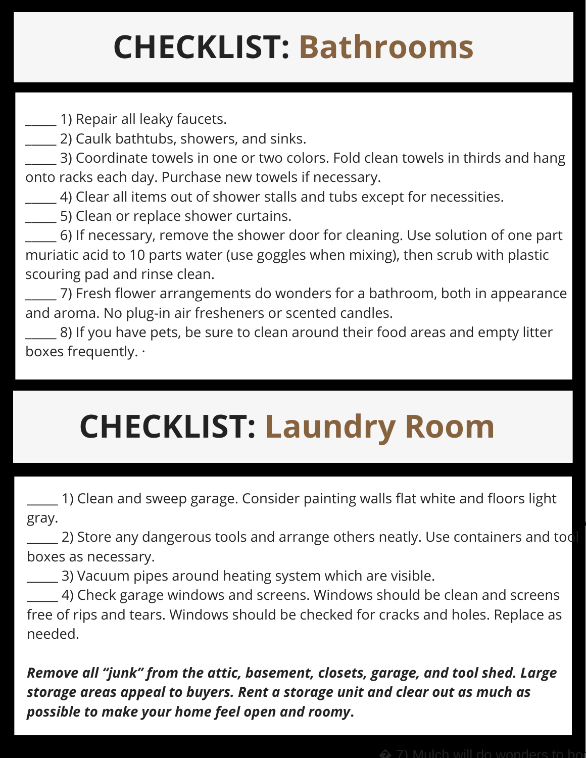# CHECKLIST: Bathrooms

_____ 1) Repair all leaky faucets.
_____ 2) Caulk bathtubs, showers, and sinks.
_____ 3) Coordinate towels in one or two colors. Fold clean towels in thirds and hang onto racks each day. Purchase new towels if necessary.
_____ 4) Clear all items out of shower stalls and tubs except for necessities.
_____ 5) Clean or replace shower curtains.
_____ 6) If necessary, remove the shower door for cleaning. Use solution of one part muriatic acid to 10 parts water (use goggles when mixing), then scrub with plastic scouring pad and rinse clean.
_____ 7) Fresh flower arrangements do wonders for a bathroom, both in appearance and aroma. No plug-in air fresheners or scented candles.
_____ 8) If you have pets, be sure to clean around their food areas and empty litter boxes frequently. ·

# CHECKLIST: Laundry Room

_____ 1) Clean and sweep garage. Consider painting walls flat white and floors light gray.
_____ 2) Store any dangerous tools and arrange others neatly. Use containers and tool boxes as necessary.
_____ 3) Vacuum pipes around heating system which are visible.
_____ 4) Check garage windows and screens. Windows should be clean and screens free of rips and tears. Windows should be checked for cracks and holes. Replace as needed.

***Remove all "junk" from the attic, basement, closets, garage, and tool shed. Large storage areas appeal to buyers. Rent a storage unit and clear out as much as possible to make your home feel open and roomy.***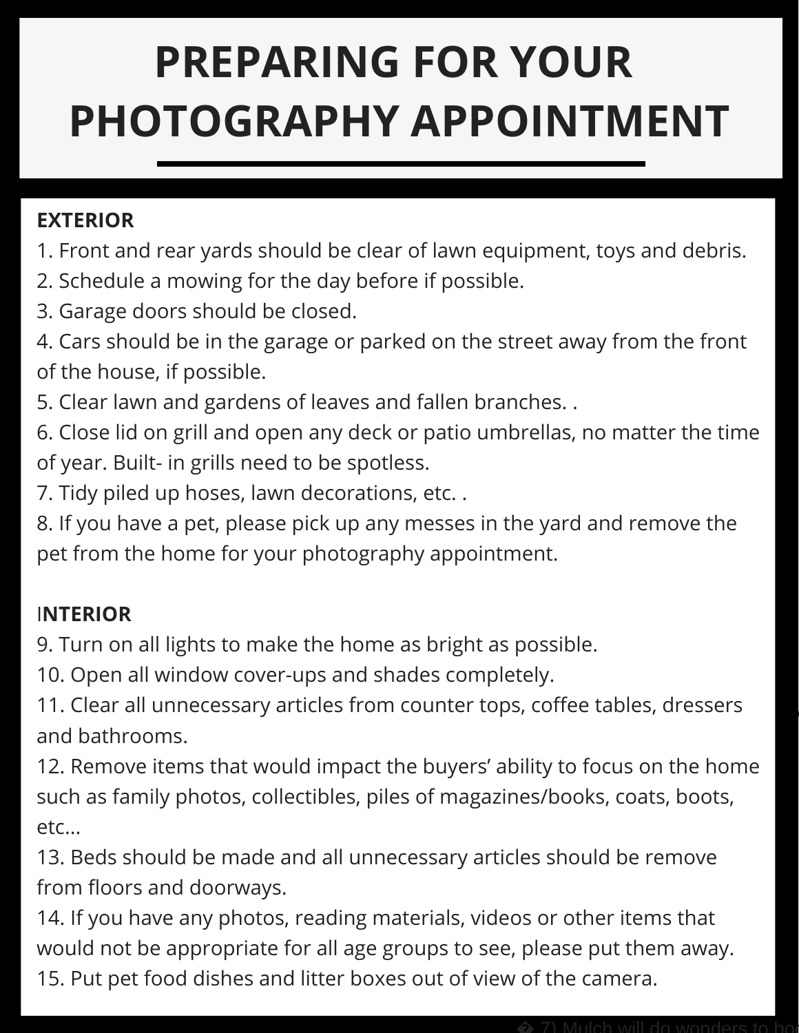# PREPARING FOR YOUR PHOTOGRAPHY APPOINTMENT

**EXTERIOR**

1. Front and rear yards should be clear of lawn equipment, toys and debris.
2. Schedule a mowing for the day before if possible.
3. Garage doors should be closed.
4. Cars should be in the garage or parked on the street away from the front of the house, if possible.
5. Clear lawn and gardens of leaves and fallen branches. .
6. Close lid on grill and open any deck or patio umbrellas, no matter the time of year. Built- in grills need to be spotless.
7. Tidy piled up hoses, lawn decorations, etc. .
8. If you have a pet, please pick up any messes in the yard and remove the pet from the home for your photography appointment.

**INTERIOR**

9. Turn on all lights to make the home as bright as possible.
10. Open all window cover-ups and shades completely.
11. Clear all unnecessary articles from counter tops, coffee tables, dressers and bathrooms.
12. Remove items that would impact the buyers' ability to focus on the home such as family photos, collectibles, piles of magazines/books, coats, boots, etc...
13. Beds should be made and all unnecessary articles should be remove from floors and doorways.
14. If you have any photos, reading materials, videos or other items that would not be appropriate for all age groups to see, please put them away.
15. Put pet food dishes and litter boxes out of view of the camera.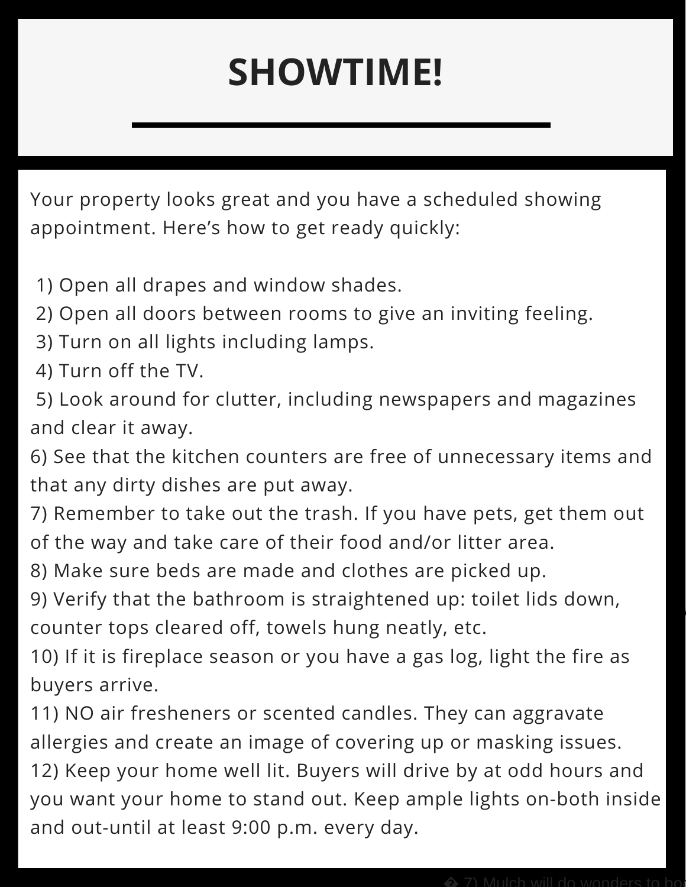# SHOWTIME!

Your property looks great and you have a scheduled showing appointment. Here's how to get ready quickly:

1) Open all drapes and window shades.
2) Open all doors between rooms to give an inviting feeling.
3) Turn on all lights including lamps.
4) Turn off the TV.
5) Look around for clutter, including newspapers and magazines and clear it away.
6) See that the kitchen counters are free of unnecessary items and that any dirty dishes are put away.
7) Remember to take out the trash. If you have pets, get them out of the way and take care of their food and/or litter area.
8) Make sure beds are made and clothes are picked up.
9) Verify that the bathroom is straightened up: toilet lids down, counter tops cleared off, towels hung neatly, etc.
10) If it is fireplace season or you have a gas log, light the fire as buyers arrive.
11) NO air fresheners or scented candles. They can aggravate allergies and create an image of covering up or masking issues.
12) Keep your home well lit. Buyers will drive by at odd hours and you want your home to stand out. Keep ample lights on-both inside and out-until at least 9:00 p.m. every day.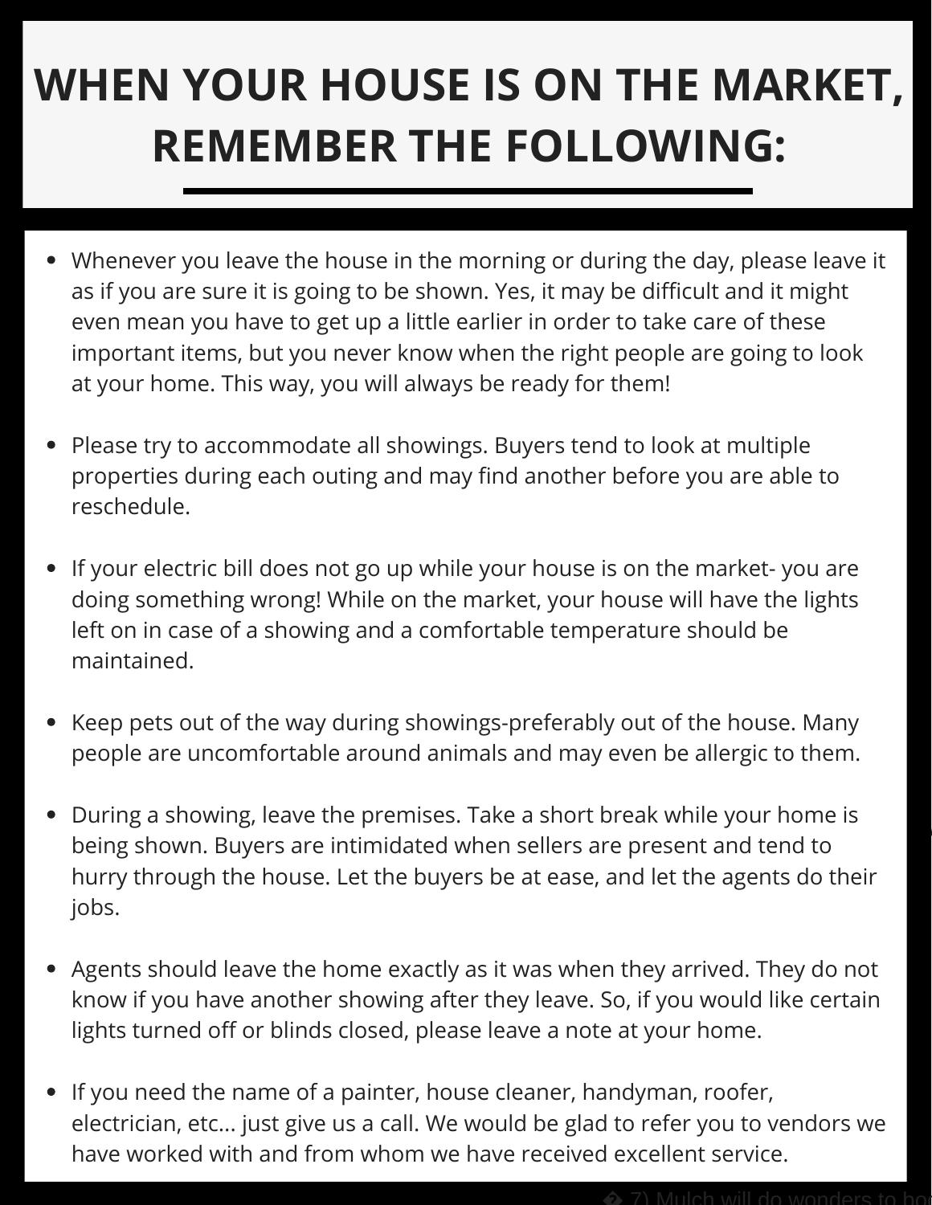# WHEN YOUR HOUSE IS ON THE MARKET, REMEMBER THE FOLLOWING:

- Whenever you leave the house in the morning or during the day, please leave it as if you are sure it is going to be shown. Yes, it may be difficult and it might even mean you have to get up a little earlier in order to take care of these important items, but you never know when the right people are going to look at your home. This way, you will always be ready for them!

- Please try to accommodate all showings. Buyers tend to look at multiple properties during each outing and may find another before you are able to reschedule.

- If your electric bill does not go up while your house is on the market- you are doing something wrong! While on the market, your house will have the lights left on in case of a showing and a comfortable temperature should be maintained.

- Keep pets out of the way during showings-preferably out of the house. Many people are uncomfortable around animals and may even be allergic to them.

- During a showing, leave the premises. Take a short break while your home is being shown. Buyers are intimidated when sellers are present and tend to hurry through the house. Let the buyers be at ease, and let the agents do their jobs.

- Agents should leave the home exactly as it was when they arrived. They do not know if you have another showing after they leave. So, if you would like certain lights turned off or blinds closed, please leave a note at your home.

- If you need the name of a painter, house cleaner, handyman, roofer, electrician, etc... just give us a call. We would be glad to refer you to vendors we have worked with and from whom we have received excellent service.